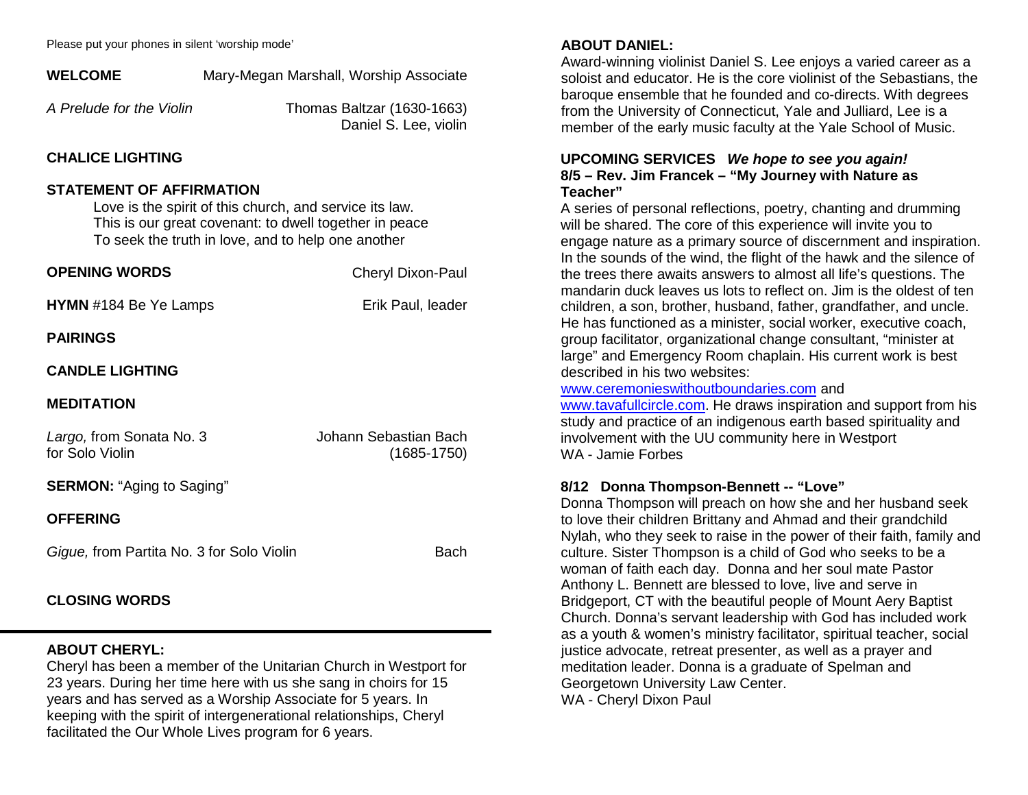Please put your phones in silent 'worship mode'

**WELCOME** Mary-Megan Marshall, Worship Associate

*A Prelude for the Violin* Thomas Baltzar (1630-1663)
Daniel S. Lee, violin

**CHALICE LIGHTING**

**STATEMENT OF AFFIRMATION**

Love is the spirit of this church, and service its law.
This is our great covenant: to dwell together in peace
To seek the truth in love, and to help one another

**OPENING WORDS** Cheryl Dixon-Paul

**HYMN** #184 Be Ye Lamps Erik Paul, leader

**PAIRINGS**

**CANDLE LIGHTING**

**MEDITATION**

*Largo,* from Sonata No. 3 for Solo Violin Johann Sebastian Bach (1685-1750)

**SERMON:** "Aging to Saging"

**OFFERING**

*Gigue,* from Partita No. 3 for Solo Violin Bach

**CLOSING WORDS**

---

**ABOUT CHERYL:**

Cheryl has been a member of the Unitarian Church in Westport for 23 years. During her time here with us she sang in choirs for 15 years and has served as a Worship Associate for 5 years. In keeping with the spirit of intergenerational relationships, Cheryl facilitated the Our Whole Lives program for 6 years.

**ABOUT DANIEL:**

Award-winning violinist Daniel S. Lee enjoys a varied career as a soloist and educator. He is the core violinist of the Sebastians, the baroque ensemble that he founded and co-directs. With degrees from the University of Connecticut, Yale and Julliard, Lee is a member of the early music faculty at the Yale School of Music.

**UPCOMING SERVICES** ***We hope to see you again!***

**8/5 – Rev. Jim Francek – "My Journey with Nature as Teacher"**

A series of personal reflections, poetry, chanting and drumming will be shared. The core of this experience will invite you to engage nature as a primary source of discernment and inspiration. In the sounds of the wind, the flight of the hawk and the silence of the trees there awaits answers to almost all life's questions. The mandarin duck leaves us lots to reflect on. Jim is the oldest of ten children, a son, brother, husband, father, grandfather, and uncle. He has functioned as a minister, social worker, executive coach, group facilitator, organizational change consultant, "minister at large" and Emergency Room chaplain. His current work is best described in his two websites:
www.ceremonieswithoutboundaries.com and
www.tavafullcircle.com. He draws inspiration and support from his study and practice of an indigenous earth based spirituality and involvement with the UU community here in Westport
WA - Jamie Forbes

**8/12 Donna Thompson-Bennett -- "Love"**

Donna Thompson will preach on how she and her husband seek to love their children Brittany and Ahmad and their grandchild Nylah, who they seek to raise in the power of their faith, family and culture. Sister Thompson is a child of God who seeks to be a woman of faith each day. Donna and her soul mate Pastor Anthony L. Bennett are blessed to love, live and serve in Bridgeport, CT with the beautiful people of Mount Aery Baptist Church. Donna's servant leadership with God has included work as a youth & women's ministry facilitator, spiritual teacher, social justice advocate, retreat presenter, as well as a prayer and meditation leader. Donna is a graduate of Spelman and Georgetown University Law Center.
WA - Cheryl Dixon Paul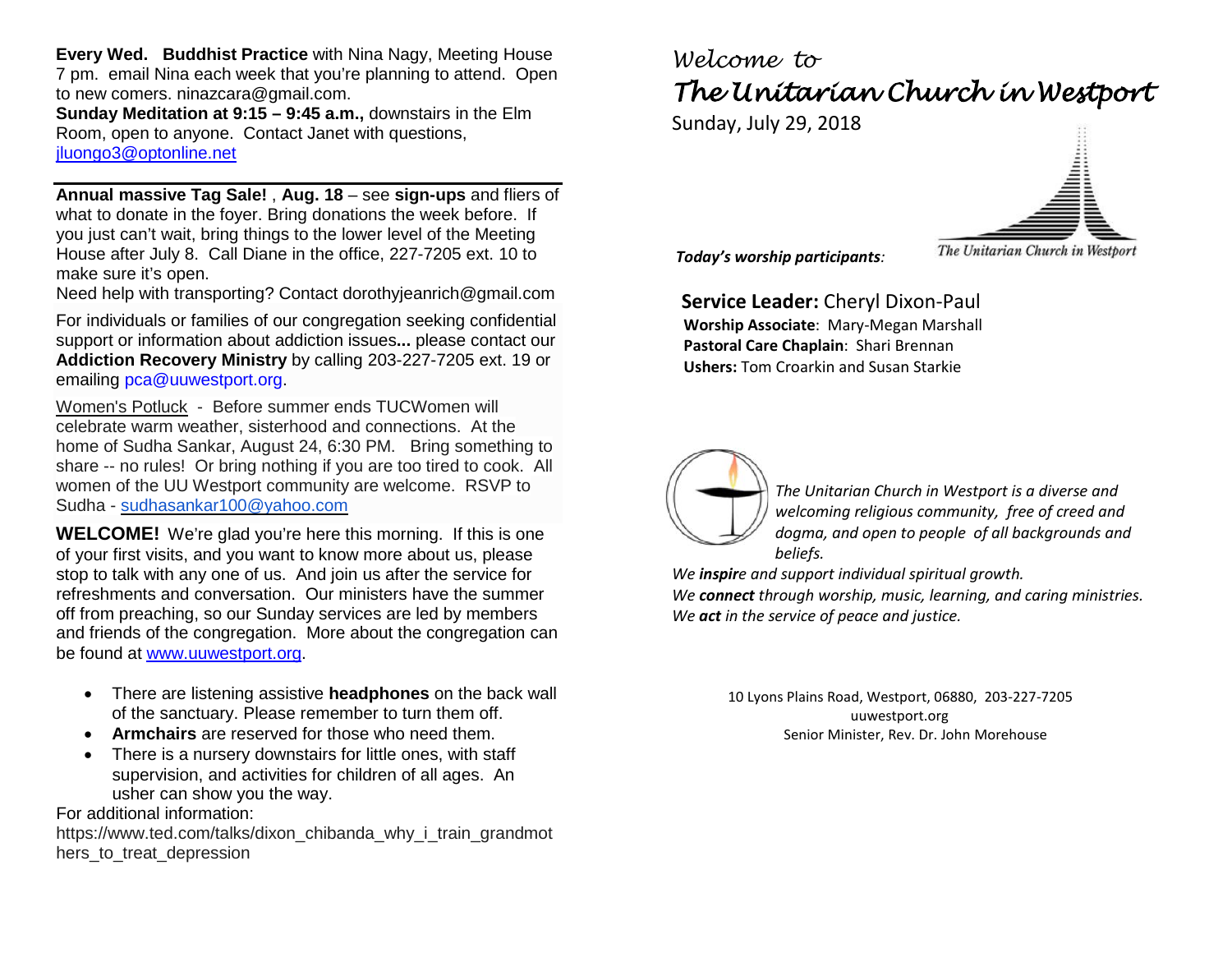**Every Wed. Buddhist Practice** with Nina Nagy, Meeting House 7 pm. email Nina each week that you're planning to attend. Open to new comers. ninazcara@gmail.com.

**Sunday Meditation at 9:15 – 9:45 a.m.,** downstairs in the Elm Room, open to anyone. Contact Janet with questions, jluongo3@optonline.net

---

**Annual massive Tag Sale!** , **Aug. 18** – see **sign-ups** and fliers of what to donate in the foyer. Bring donations the week before. If you just can't wait, bring things to the lower level of the Meeting House after July 8. Call Diane in the office, 227-7205 ext. 10 to make sure it's open.

Need help with transporting? Contact dorothyjeanrich@gmail.com

For individuals or families of our congregation seeking confidential support or information about addiction issues**...** please contact our **Addiction Recovery Ministry** by calling 203-227-7205 ext. 19 or emailing pca@uuwestport.org.

Women's Potluck - Before summer ends TUCWomen will celebrate warm weather, sisterhood and connections. At the home of Sudha Sankar, August 24, 6:30 PM. Bring something to share -- no rules! Or bring nothing if you are too tired to cook. All women of the UU Westport community are welcome. RSVP to Sudha - sudhasankar100@yahoo.com

**WELCOME!** We're glad you're here this morning. If this is one of your first visits, and you want to know more about us, please stop to talk with any one of us. And join us after the service for refreshments and conversation. Our ministers have the summer off from preaching, so our Sunday services are led by members and friends of the congregation. More about the congregation can be found at www.uuwestport.org.

- There are listening assistive **headphones** on the back wall of the sanctuary. Please remember to turn them off.
- **Armchairs** are reserved for those who need them.
- There is a nursery downstairs for little ones, with staff supervision, and activities for children of all ages. An usher can show you the way.

For additional information:
https://www.ted.com/talks/dixon_chibanda_why_i_train_grandmothers_to_treat_depression

*Welcome to*

# *The Unitarian Church in Westport*

Sunday, July 29, 2018

The Unitarian Church in Westport

***Today's worship participants:***

**Service Leader:** Cheryl Dixon-Paul
**Worship Associate**: Mary-Megan Marshall
**Pastoral Care Chaplain**: Shari Brennan
**Ushers:** Tom Croarkin and Susan Starkie

*The Unitarian Church in Westport is a diverse and welcoming religious community, free of creed and dogma, and open to people of all backgrounds and beliefs.*
*We* ***inspire*** *and support individual spiritual growth.*
*We* ***connect*** *through worship, music, learning, and caring ministries.*
*We* ***act*** *in the service of peace and justice.*

10 Lyons Plains Road, Westport, 06880, 203-227-7205
uuwestport.org
Senior Minister, Rev. Dr. John Morehouse